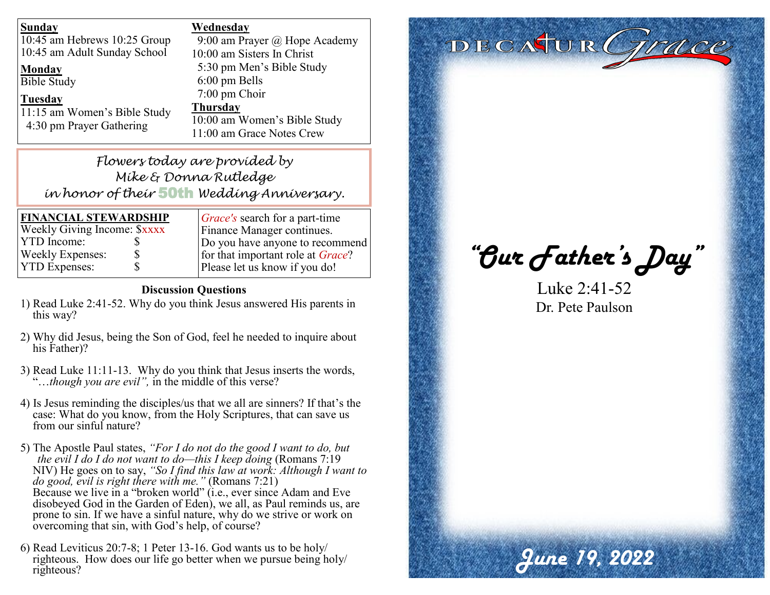**Sunday**
10:45 am Hebrews 10:25 Group
10:45 am Adult Sunday School

**Monday**
Bible Study

**Tuesday**
11:15 am Women's Bible Study
4:30 pm Prayer Gathering

**Wednesday**
9:00 am Prayer @ Hope Academy
10:00 am Sisters In Christ
5:30 pm Men's Bible Study
6:00 pm Bells
7:00 pm Choir

**Thursday**
10:00 am Women's Bible Study
11:00 am Grace Notes Crew

*Flowers today are provided by Mike & Donna Rutledge in honor of their 50th Wedding Anniversary.*

| **FINANCIAL STEWARDSHIP** | |
|---|---|
| Weekly Giving Income: | $xxxx |
| YTD Income: | $ |
| Weekly Expenses: | $ |
| YTD Expenses: | $ |

*Grace's* search for a part-time Finance Manager continues. Do you have anyone to recommend for that important role at *Grace*? Please let us know if you do!

### Discussion Questions

1) Read Luke 2:41-52. Why do you think Jesus answered His parents in this way?

2) Why did Jesus, being the Son of God, feel he needed to inquire about his Father)?

3) Read Luke 11:11-13. Why do you think that Jesus inserts the words, "*…though you are evil",* in the middle of this verse?

4) Is Jesus reminding the disciples/us that we all are sinners? If that's the case: What do you know, from the Holy Scriptures, that can save us from our sinful nature?

5) The Apostle Paul states, *"For I do not do the good I want to do, but the evil I do I do not want to do—this I keep doing* (Romans 7:19 NIV) He goes on to say, *"So I find this law at work: Although I want to do good, evil is right there with me."* (Romans 7:21) Because we live in a "broken world" (i.e., ever since Adam and Eve disobeyed God in the Garden of Eden), we all, as Paul reminds us, are prone to sin. If we have a sinful nature, why do we strive or work on overcoming that sin, with God's help, of course?

6) Read Leviticus 20:7-8; 1 Peter 13-16. God wants us to be holy/ righteous. How does our life go better when we pursue being holy/ righteous?

DECATUR Grace

# *"Our Father's Day"*

Luke 2:41-52

Dr. Pete Paulson

*June 19, 2022*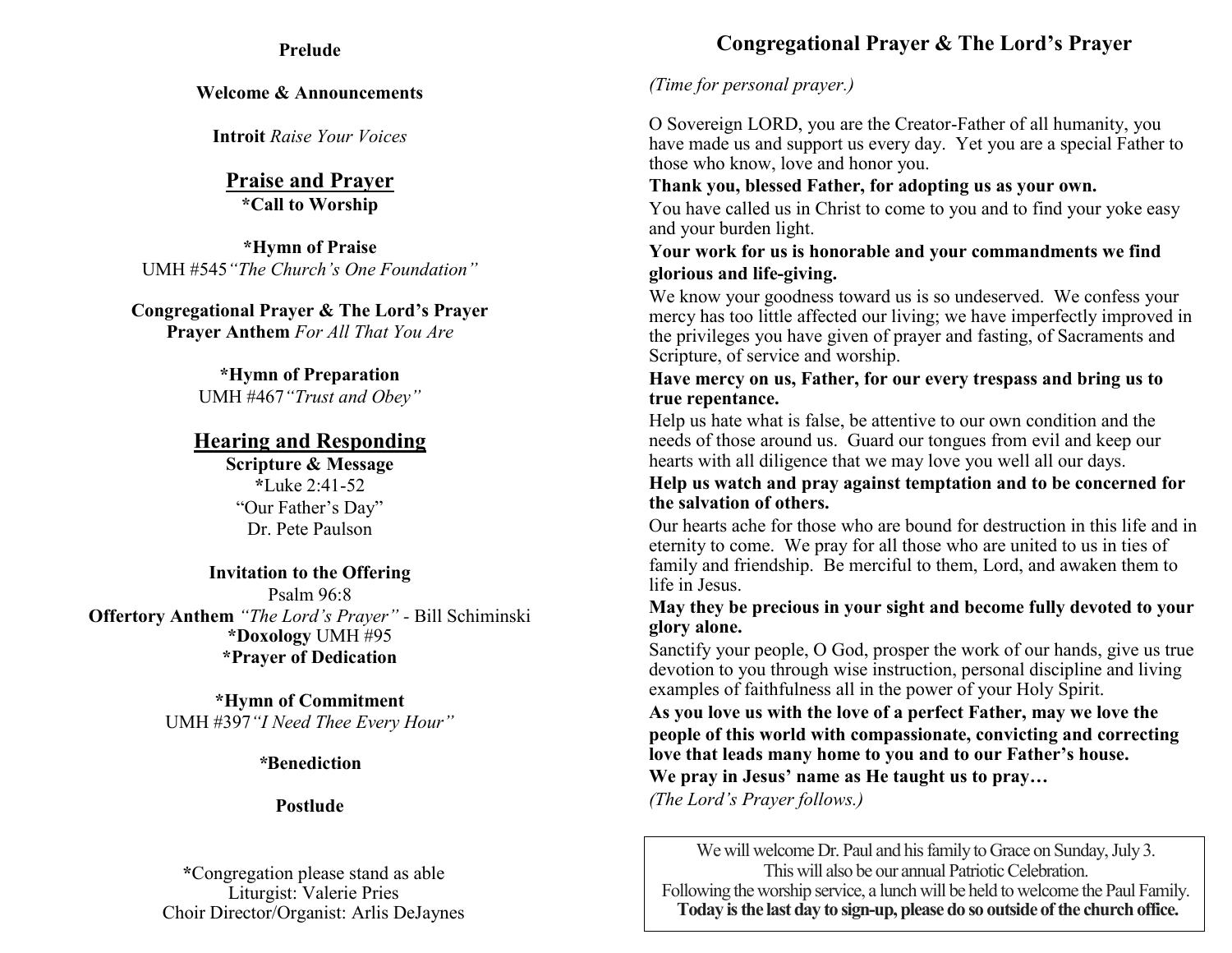**Prelude**

**Welcome & Announcements**

**Introit** *Raise Your Voices*

## Praise and Prayer

**\*Call to Worship**

**\*Hymn of Praise**
UMH #545 *"The Church's One Foundation"*

**Congregational Prayer & The Lord's Prayer**
**Prayer Anthem** *For All That You Are*

**\*Hymn of Preparation**
UMH #467 *"Trust and Obey"*

## Hearing and Responding

**Scripture & Message**
\*Luke 2:41-52
"Our Father's Day"
Dr. Pete Paulson

**Invitation to the Offering**
Psalm 96:8
**Offertory Anthem** *"The Lord's Prayer"* - Bill Schiminski
**\*Doxology** UMH #95
**\*Prayer of Dedication**

**\*Hymn of Commitment**
UMH #397 *"I Need Thee Every Hour"*

**\*Benediction**

**Postlude**

\*Congregation please stand as able
Liturgist: Valerie Pries
Choir Director/Organist: Arlis DeJaynes

## Congregational Prayer & The Lord's Prayer

*(Time for personal prayer.)*

O Sovereign LORD, you are the Creator-Father of all humanity, you have made us and support us every day. Yet you are a special Father to those who know, love and honor you.

**Thank you, blessed Father, for adopting us as your own.**

You have called us in Christ to come to you and to find your yoke easy and your burden light.

**Your work for us is honorable and your commandments we find glorious and life-giving.**

We know your goodness toward us is so undeserved. We confess your mercy has too little affected our living; we have imperfectly improved in the privileges you have given of prayer and fasting, of Sacraments and Scripture, of service and worship.

**Have mercy on us, Father, for our every trespass and bring us to true repentance.**

Help us hate what is false, be attentive to our own condition and the needs of those around us. Guard our tongues from evil and keep our hearts with all diligence that we may love you well all our days.

**Help us watch and pray against temptation and to be concerned for the salvation of others.**

Our hearts ache for those who are bound for destruction in this life and in eternity to come. We pray for all those who are united to us in ties of family and friendship. Be merciful to them, Lord, and awaken them to life in Jesus.

**May they be precious in your sight and become fully devoted to your glory alone.**

Sanctify your people, O God, prosper the work of our hands, give us true devotion to you through wise instruction, personal discipline and living examples of faithfulness all in the power of your Holy Spirit.

**As you love us with the love of a perfect Father, may we love the people of this world with compassionate, convicting and correcting love that leads many home to you and to our Father's house.**

**We pray in Jesus' name as He taught us to pray…**

*(The Lord's Prayer follows.)*

We will welcome Dr. Paul and his family to Grace on Sunday, July 3.
This will also be our annual Patriotic Celebration.
Following the worship service, a lunch will be held to welcome the Paul Family.
**Today is the last day to sign-up, please do so outside of the church office.**